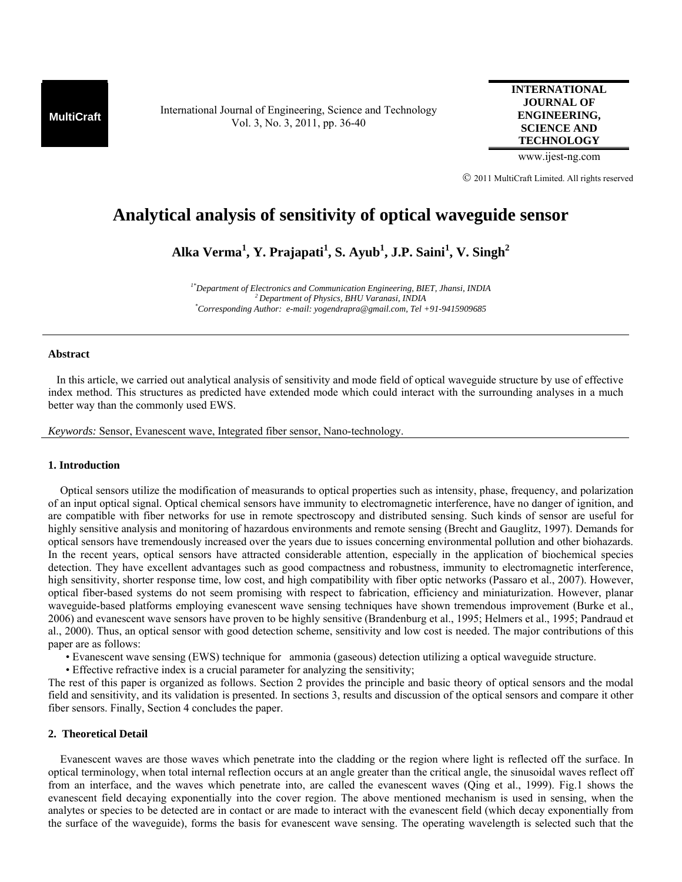# Analytical analysis of sensitivity of optical waveguide sensor

**Alka Verma[1], Y. Prajapati[1], S. Ayub[1], J.P. Saini[1], V. Singh[2]**

*[1*]Department of Electronics and Communication Engineering, BIET, Jhansi, INDIA*
*[2] Department of Physics, BHU Varanasi, INDIA*
*[*]Corresponding Author: e-mail: yogendrapra@gmail.com, Tel +91-9415909685*

## Abstract

In this article, we carried out analytical analysis of sensitivity and mode field of optical waveguide structure by use of effective index method. This structures as predicted have extended mode which could interact with the surrounding analyses in a much better way than the commonly used EWS.

*Keywords:* Sensor, Evanescent wave, Integrated fiber sensor, Nano-technology.

## 1. Introduction

Optical sensors utilize the modification of measurands to optical properties such as intensity, phase, frequency, and polarization of an input optical signal. Optical chemical sensors have immunity to electromagnetic interference, have no danger of ignition, and are compatible with fiber networks for use in remote spectroscopy and distributed sensing. Such kinds of sensor are useful for highly sensitive analysis and monitoring of hazardous environments and remote sensing (Brecht and Gauglitz, 1997). Demands for optical sensors have tremendously increased over the years due to issues concerning environmental pollution and other biohazards. In the recent years, optical sensors have attracted considerable attention, especially in the application of biochemical species detection. They have excellent advantages such as good compactness and robustness, immunity to electromagnetic interference, high sensitivity, shorter response time, low cost, and high compatibility with fiber optic networks (Passaro et al., 2007). However, optical fiber-based systems do not seem promising with respect to fabrication, efficiency and miniaturization. However, planar waveguide-based platforms employing evanescent wave sensing techniques have shown tremendous improvement (Burke et al., 2006) and evanescent wave sensors have proven to be highly sensitive (Brandenburg et al., 1995; Helmers et al., 1995; Pandraud et al., 2000). Thus, an optical sensor with good detection scheme, sensitivity and low cost is needed. The major contributions of this paper are as follows:

- Evanescent wave sensing (EWS) technique for ammonia (gaseous) detection utilizing a optical waveguide structure.
- Effective refractive index is a crucial parameter for analyzing the sensitivity;

The rest of this paper is organized as follows. Section 2 provides the principle and basic theory of optical sensors and the modal field and sensitivity, and its validation is presented. In sections 3, results and discussion of the optical sensors and compare it other fiber sensors. Finally, Section 4 concludes the paper.

## 2. Theoretical Detail

Evanescent waves are those waves which penetrate into the cladding or the region where light is reflected off the surface. In optical terminology, when total internal reflection occurs at an angle greater than the critical angle, the sinusoidal waves reflect off from an interface, and the waves which penetrate into, are called the evanescent waves (Qing et al., 1999). Fig.1 shows the evanescent field decaying exponentially into the cover region. The above mentioned mechanism is used in sensing, when the analytes or species to be detected are in contact or are made to interact with the evanescent field (which decay exponentially from the surface of the waveguide), forms the basis for evanescent wave sensing. The operating wavelength is selected such that the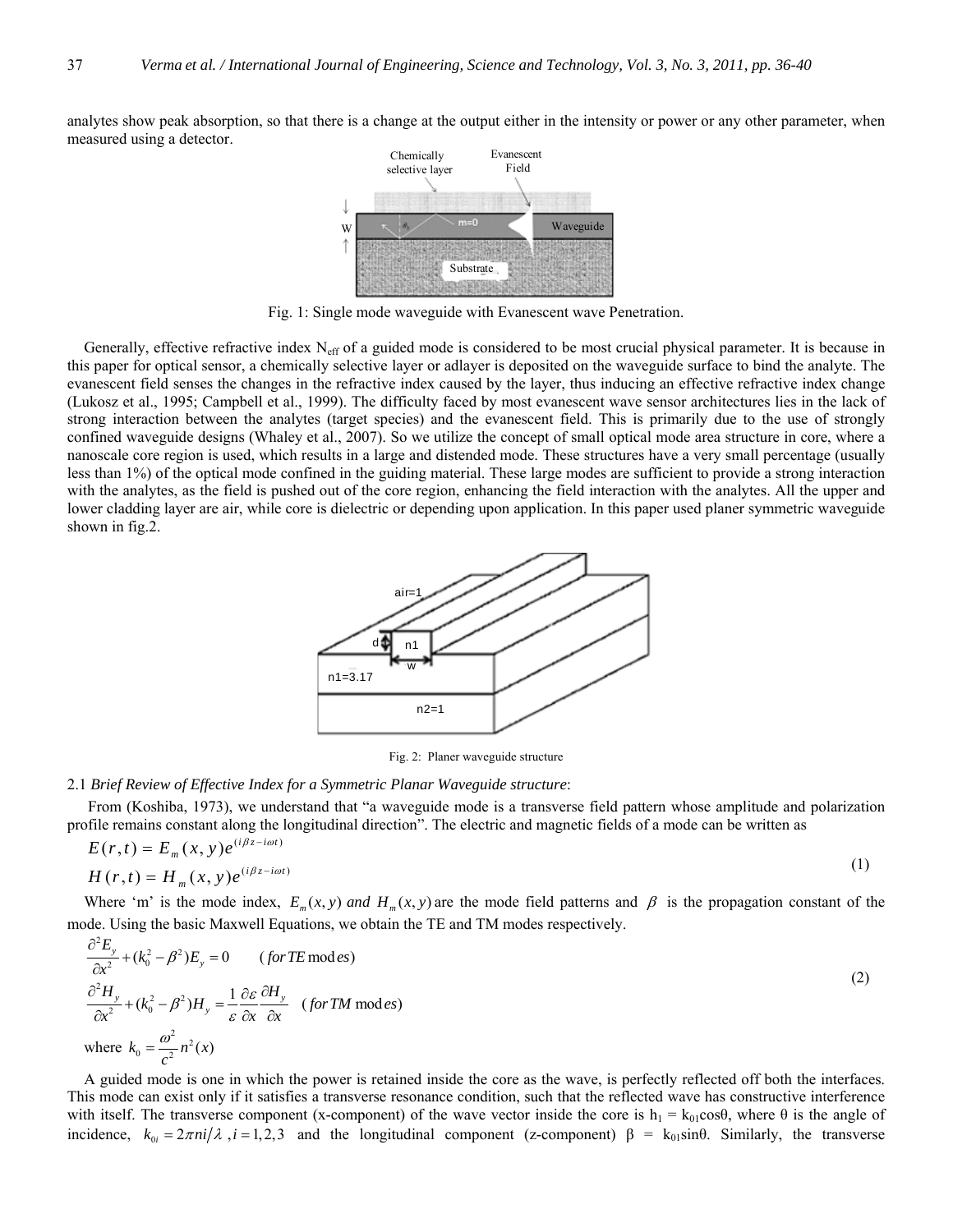analytes show peak absorption, so that there is a change at the output either in the intensity or power or any other parameter, when measured using a detector.

Fig. 1: Single mode waveguide with Evanescent wave Penetration.

Generally, effective refractive index $N_{eff}$ of a guided mode is considered to be most crucial physical parameter. It is because in this paper for optical sensor, a chemically selective layer or adlayer is deposited on the waveguide surface to bind the analyte. The evanescent field senses the changes in the refractive index caused by the layer, thus inducing an effective refractive index change (Lukosz et al., 1995; Campbell et al., 1999). The difficulty faced by most evanescent wave sensor architectures lies in the lack of strong interaction between the analytes (target species) and the evanescent field. This is primarily due to the use of strongly confined waveguide designs (Whaley et al., 2007). So we utilize the concept of small optical mode area structure in core, where a nanoscale core region is used, which results in a large and distended mode. These structures have a very small percentage (usually less than 1%) of the optical mode confined in the guiding material. These large modes are sufficient to provide a strong interaction with the analytes, as the field is pushed out of the core region, enhancing the field interaction with the analytes. All the upper and lower cladding layer are air, while core is dielectric or depending upon application. In this paper used planer symmetric waveguide shown in fig.2.

Fig. 2: Planer waveguide structure

2.1 *Brief Review of Effective Index for a Symmetric Planar Waveguide structure*:

From (Koshiba, 1973), we understand that "a waveguide mode is a transverse field pattern whose amplitude and polarization profile remains constant along the longitudinal direction". The electric and magnetic fields of a mode can be written as

$$E(r,t) = E_m(x,y)e^{(i\beta z - i\omega t)}$$
$$H(r,t) = H_m(x,y)e^{(i\beta z - i\omega t)} \tag{1}$$

Where 'm' is the mode index, $E_m(x,y)$ *and* $H_m(x,y)$ are the mode field patterns and $\beta$ is the propagation constant of the mode. Using the basic Maxwell Equations, we obtain the TE and TM modes respectively.

$$\frac{\partial^2 E_y}{\partial x^2} + (k_0^2 - \beta^2)E_y = 0 \qquad (for\, TE \text{ modes})$$
$$\frac{\partial^2 H_y}{\partial x^2} + (k_0^2 - \beta^2)H_y = \frac{1}{\varepsilon}\frac{\partial \varepsilon}{\partial x}\frac{\partial H_y}{\partial x} \quad (for\, TM \text{ modes}) \tag{2}$$
$$\text{where } k_0 = \frac{\omega^2}{c^2}n^2(x)$$

A guided mode is one in which the power is retained inside the core as the wave, is perfectly reflected off both the interfaces. This mode can exist only if it satisfies a transverse resonance condition, such that the reflected wave has constructive interference with itself. The transverse component (x-component) of the wave vector inside the core is $h_1 = k_{01}\cos\theta$, where $\theta$ is the angle of incidence, $k_{0i} = 2\pi ni/\lambda$ $, i = 1,2,3$ and the longitudinal component (z-component) $\beta = k_{01}\sin\theta$. Similarly, the transverse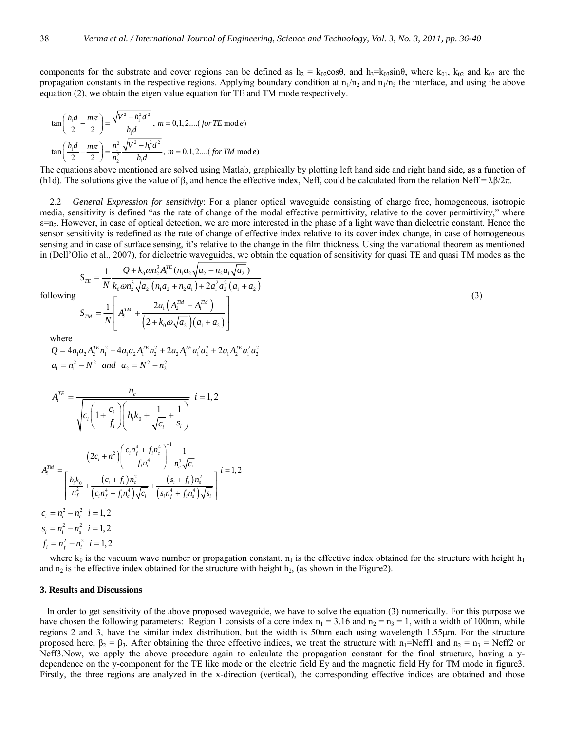components for the substrate and cover regions can be defined as $h_2 = k_{02}\cos\theta$, and $h_3=k_{03}\sin\theta$, where $k_{01}$, $k_{02}$ and $k_{03}$ are the propagation constants in the respective regions. Applying boundary condition at $n_1/n_2$ and $n_1/n_3$ the interface, and using the above equation (2), we obtain the eigen value equation for TE and TM mode respectively.

$$\tan\left(\frac{h_1 d}{2}-\frac{m\pi}{2}\right)=\frac{\sqrt{V^2-h_1^2 d^2}}{h_1 d},\ m=0,1,2....(\ for\ TE\ \mathrm{mod}\ e)$$

$$\tan\left(\frac{h_1 d}{2}-\frac{m\pi}{2}\right)=\frac{n_1^2}{n_2^2}\frac{\sqrt{V^2-h_1^2 d^2}}{h_1 d},\ m=0,1,2....(\ for\ TM\ \mathrm{mod}\ e)$$

The equations above mentioned are solved using Matlab, graphically by plotting left hand side and right hand side, as a function of (h1d). The solutions give the value of β, and hence the effective index, Neff, could be calculated from the relation Neff = λβ/2π.

2.2 *General Expression for sensitivity*: For a planer optical waveguide consisting of charge free, homogeneous, isotropic media, sensitivity is defined "as the rate of change of the modal effective permittivity, relative to the cover permittivity," where $\varepsilon=n_2$. However, in case of optical detection, we are more interested in the phase of a light wave than dielectric constant. Hence the sensor sensitivity is redefined as the rate of change of effective index relative to its cover index change, in case of homogeneous sensing and in case of surface sensing, it's relative to the change in the film thickness. Using the variational theorem as mentioned in (Dell'Olio et al., 2007), for dielectric waveguides, we obtain the equation of sensitivity for quasi TE and quasi TM modes as the following

$$S_{TE}=\frac{1}{N}\frac{Q+k_0\omega n_2^3 A_1^{TE}(n_1 a_2\sqrt{a_2}+n_2 a_1\sqrt{a_2})}{k_0\omega n_2^3\sqrt{a_2}\left(n_1 a_2+n_2 a_1\right)+2a_1^2 a_2^2\left(a_1+a_2\right)}$$

$$S_{TM}=\frac{1}{N}\left[A_1^{TM}+\frac{2a_1\left(A_2^{TM}-A_1^{TM}\right)}{\left(2+k_0\omega\sqrt{a_2}\right)\left(a_1+a_2\right)}\right] \tag{3}$$

where

$$Q=4a_1a_2A_2^{TE}n_1^2-4a_1a_2A_1^{TE}n_2^2+2a_2A_1^{TE}a_1^2a_2^2+2a_1A_2^{TE}a_1^2a_2^2$$

$$a_1=n_1^2-N^2\ \ and\ \ a_2=N^2-n_2^2$$

$$A_i^{TE}=\frac{n_c}{\sqrt{c_i\left(1+\frac{c_i}{f_i}\right)\left(h_i k_0+\frac{1}{\sqrt{c_i}}+\frac{1}{s_i}\right)}}\quad i=1,2$$

$$A_i^{TM}=\frac{\left(2c_i+n_c^2\right)\left(\frac{c_i n_f^4+f_i n_c^4}{f_i n_c^4}\right)^{-1}\frac{1}{n_c^3\sqrt{c_i}}}{\left[\frac{h_i k_0}{n_f^2}+\frac{(c_i+f_i)n_c^2}{\left(c_i n_f^4+f_i n_c^4\right)\sqrt{c_i}}+\frac{\left(s_i+f_i\right)n_s^2}{\left(s_i n_f^4+f_i n_s^4\right)\sqrt{s_i}}\right]}\quad i=1,2$$

$$c_i=n_i^2-n_c^2\quad i=1,2$$

$$s_i=n_i^2-n_s^2\quad i=1,2$$

$$f_i=n_f^2-n_i^2\quad i=1,2$$

where $k_0$ is the vacuum wave number or propagation constant, $n_1$ is the effective index obtained for the structure with height $h_1$ and $n_2$ is the effective index obtained for the structure with height $h_2$, (as shown in the Figure2).

## 3. Results and Discussions

In order to get sensitivity of the above proposed waveguide, we have to solve the equation (3) numerically. For this purpose we have chosen the following parameters: Region 1 consists of a core index $n_1 = 3.16$ and $n_2 = n_3 = 1$, with a width of 100nm, while regions 2 and 3, have the similar index distribution, but the width is 50nm each using wavelength 1.55μm. For the structure proposed here, $\beta_2 = \beta_3$. After obtaining the three effective indices, we treat the structure with $n_1$=Neff1 and $n_2 = n_3$ = Neff2 or Neff3.Now, we apply the above procedure again to calculate the propagation constant for the final structure, having a y-dependence on the y-component for the TE like mode or the electric field Ey and the magnetic field Hy for TM mode in figure3. Firstly, the three regions are analyzed in the x-direction (vertical), the corresponding effective indices are obtained and those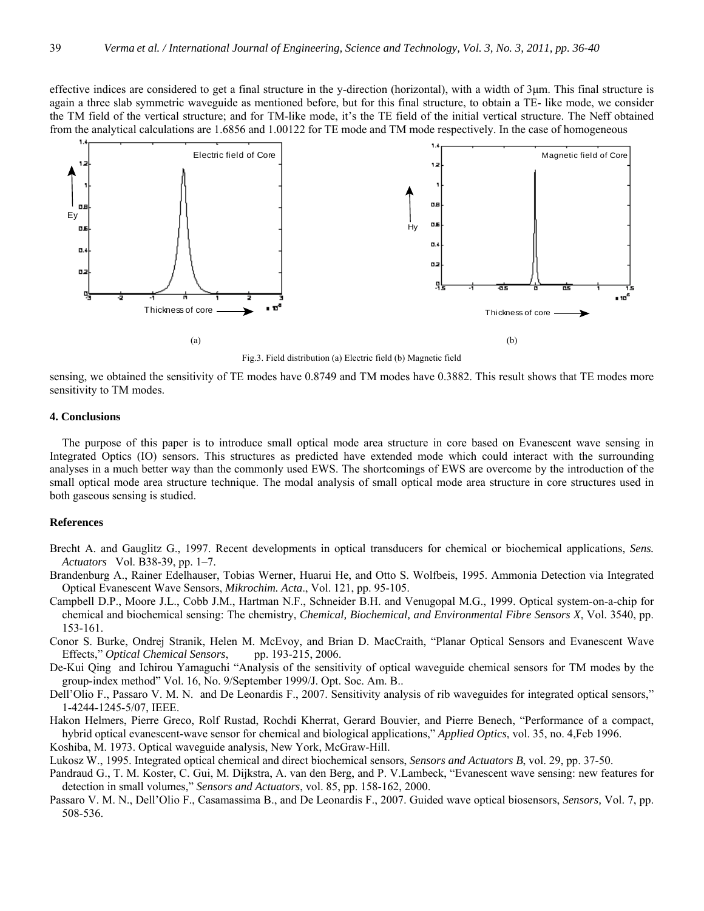effective indices are considered to get a final structure in the y-direction (horizontal), with a width of 3μm. This final structure is again a three slab symmetric waveguide as mentioned before, but for this final structure, to obtain a TE- like mode, we consider the TM field of the vertical structure; and for TM-like mode, it's the TE field of the initial vertical structure. The Neff obtained from the analytical calculations are 1.6856 and 1.00122 for TE mode and TM mode respectively. In the case of homogeneous

(a)

(b)

Fig.3. Field distribution (a) Electric field (b) Magnetic field

sensing, we obtained the sensitivity of TE modes have 0.8749 and TM modes have 0.3882. This result shows that TE modes more sensitivity to TM modes.

#### 4. Conclusions

The purpose of this paper is to introduce small optical mode area structure in core based on Evanescent wave sensing in Integrated Optics (IO) sensors. This structures as predicted have extended mode which could interact with the surrounding analyses in a much better way than the commonly used EWS. The shortcomings of EWS are overcome by the introduction of the small optical mode area structure technique. The modal analysis of small optical mode area structure in core structures used in both gaseous sensing is studied.

#### References

Brecht A. and Gauglitz G., 1997. Recent developments in optical transducers for chemical or biochemical applications, *Sens. Actuators* Vol. B38-39, pp. 1–7.

Brandenburg A., Rainer Edelhauser, Tobias Werner, Huarui He, and Otto S. Wolfbeis, 1995. Ammonia Detection via Integrated Optical Evanescent Wave Sensors, *Mikrochim. Acta*., Vol. 121, pp. 95-105.

Campbell D.P., Moore J.L., Cobb J.M., Hartman N.F., Schneider B.H. and Venugopal M.G., 1999. Optical system-on-a-chip for chemical and biochemical sensing: The chemistry, *Chemical, Biochemical, and Environmental Fibre Sensors X*, Vol. 3540, pp. 153-161.

Conor S. Burke, Ondrej Stranik, Helen M. McEvoy, and Brian D. MacCraith, "Planar Optical Sensors and Evanescent Wave Effects," *Optical Chemical Sensors*, pp. 193-215, 2006.

De-Kui Qing and Ichirou Yamaguchi "Analysis of the sensitivity of optical waveguide chemical sensors for TM modes by the group-index method" Vol. 16, No. 9/September 1999/J. Opt. Soc. Am. B..

Dell'Olio F., Passaro V. M. N. and De Leonardis F., 2007. Sensitivity analysis of rib waveguides for integrated optical sensors," 1-4244-1245-5/07, IEEE.

Hakon Helmers, Pierre Greco, Rolf Rustad, Rochdi Kherrat, Gerard Bouvier, and Pierre Benech, "Performance of a compact, hybrid optical evanescent-wave sensor for chemical and biological applications," *Applied Optics*, vol. 35, no. 4,Feb 1996.

Koshiba, M. 1973. Optical waveguide analysis, New York, McGraw-Hill.

Lukosz W., 1995. Integrated optical chemical and direct biochemical sensors, *Sensors and Actuators B*, vol. 29, pp. 37-50.

Pandraud G., T. M. Koster, C. Gui, M. Dijkstra, A. van den Berg, and P. V.Lambeck, "Evanescent wave sensing: new features for detection in small volumes," *Sensors and Actuators*, vol. 85, pp. 158-162, 2000.

Passaro V. M. N., Dell'Olio F., Casamassima B., and De Leonardis F., 2007. Guided wave optical biosensors, *Sensors,* Vol. 7, pp. 508-536.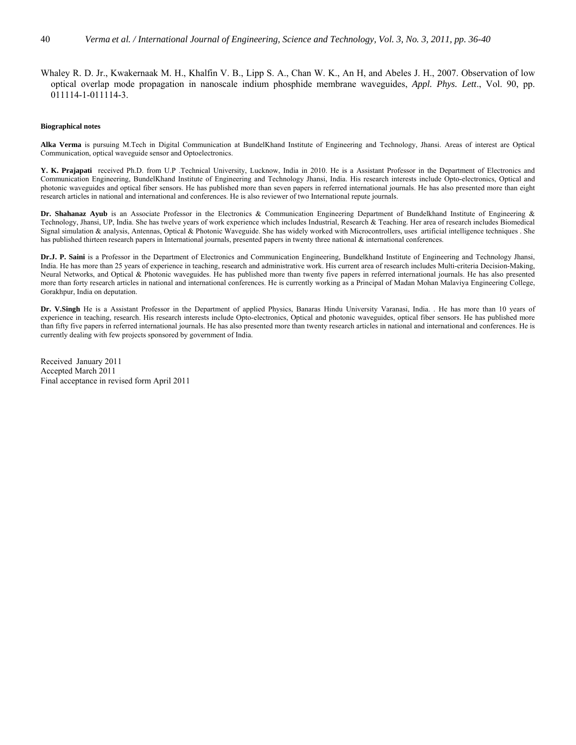Whaley R. D. Jr., Kwakernaak M. H., Khalfin V. B., Lipp S. A., Chan W. K., An H, and Abeles J. H., 2007. Observation of low optical overlap mode propagation in nanoscale indium phosphide membrane waveguides, *Appl. Phys. Lett*., Vol. 90, pp. 011114-1-011114-3.

#### Biographical notes

**Alka Verma** is pursuing M.Tech in Digital Communication at BundelKhand Institute of Engineering and Technology, Jhansi. Areas of interest are Optical Communication, optical waveguide sensor and Optoelectronics.

**Y. K. Prajapati** received Ph.D. from U.P .Technical University, Lucknow, India in 2010. He is a Assistant Professor in the Department of Electronics and Communication Engineering, BundelKhand Institute of Engineering and Technology Jhansi, India. His research interests include Opto-electronics, Optical and photonic waveguides and optical fiber sensors. He has published more than seven papers in referred international journals. He has also presented more than eight research articles in national and international and conferences. He is also reviewer of two International repute journals.

**Dr. Shahanaz Ayub** is an Associate Professor in the Electronics & Communication Engineering Department of Bundelkhand Institute of Engineering & Technology, Jhansi, UP, India. She has twelve years of work experience which includes Industrial, Research & Teaching. Her area of research includes Biomedical Signal simulation & analysis, Antennas, Optical & Photonic Waveguide. She has widely worked with Microcontrollers, uses artificial intelligence techniques . She has published thirteen research papers in International journals, presented papers in twenty three national & international conferences.

**Dr.J. P. Saini** is a Professor in the Department of Electronics and Communication Engineering, Bundelkhand Institute of Engineering and Technology Jhansi, India. He has more than 25 years of experience in teaching, research and administrative work. His current area of research includes Multi-criteria Decision-Making, Neural Networks, and Optical & Photonic waveguides. He has published more than twenty five papers in referred international journals. He has also presented more than forty research articles in national and international conferences. He is currently working as a Principal of Madan Mohan Malaviya Engineering College, Gorakhpur, India on deputation.

**Dr. V.Singh** He is a Assistant Professor in the Department of applied Physics, Banaras Hindu University Varanasi, India. . He has more than 10 years of experience in teaching, research. His research interests include Opto-electronics, Optical and photonic waveguides, optical fiber sensors. He has published more than fifty five papers in referred international journals. He has also presented more than twenty research articles in national and international and conferences. He is currently dealing with few projects sponsored by government of India.

Received January 2011
Accepted March 2011
Final acceptance in revised form April 2011